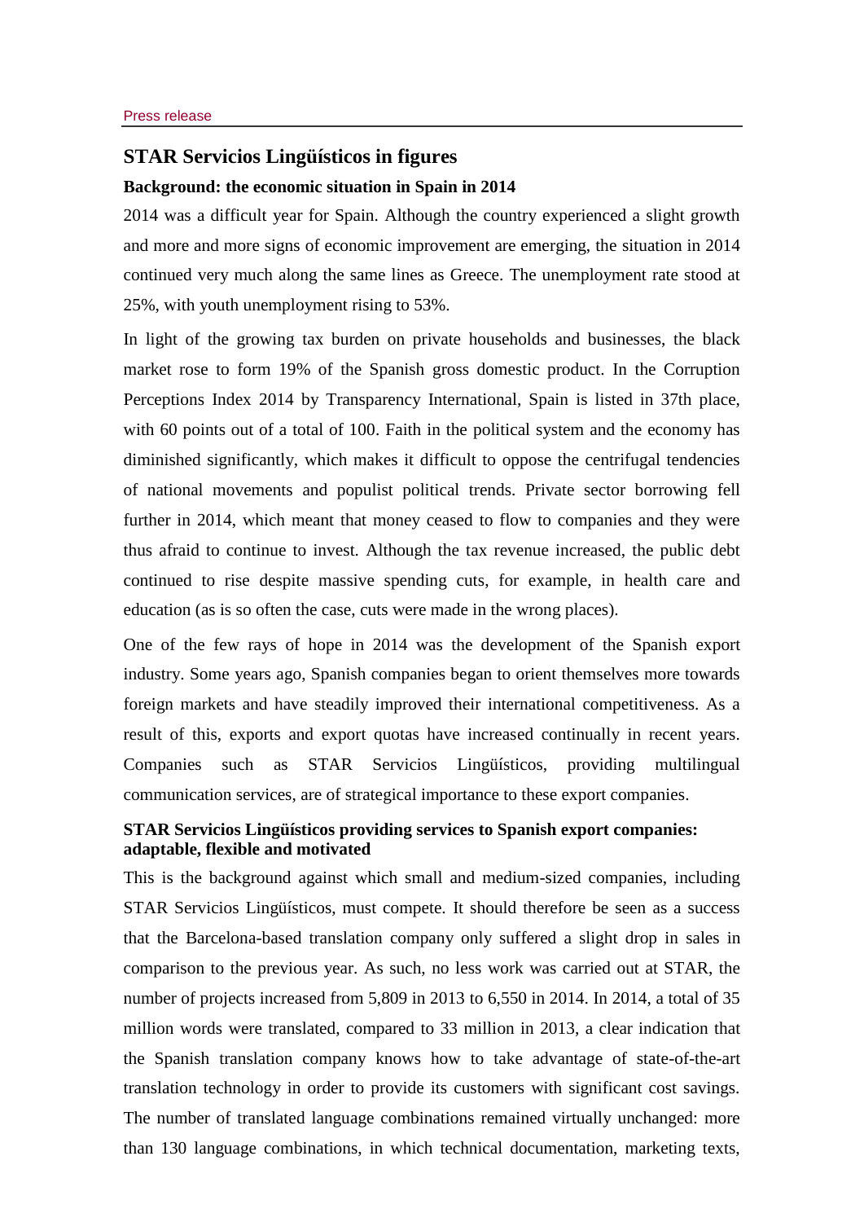Press release

# STAR Servicios Lingüísticos in figures

## Background: the economic situation in Spain in 2014

2014 was a difficult year for Spain. Although the country experienced a slight growth and more and more signs of economic improvement are emerging, the situation in 2014 continued very much along the same lines as Greece. The unemployment rate stood at 25%, with youth unemployment rising to 53%.

In light of the growing tax burden on private households and businesses, the black market rose to form 19% of the Spanish gross domestic product. In the Corruption Perceptions Index 2014 by Transparency International, Spain is listed in 37th place, with 60 points out of a total of 100. Faith in the political system and the economy has diminished significantly, which makes it difficult to oppose the centrifugal tendencies of national movements and populist political trends. Private sector borrowing fell further in 2014, which meant that money ceased to flow to companies and they were thus afraid to continue to invest. Although the tax revenue increased, the public debt continued to rise despite massive spending cuts, for example, in health care and education (as is so often the case, cuts were made in the wrong places).

One of the few rays of hope in 2014 was the development of the Spanish export industry. Some years ago, Spanish companies began to orient themselves more towards foreign markets and have steadily improved their international competitiveness. As a result of this, exports and export quotas have increased continually in recent years. Companies such as STAR Servicios Lingüísticos, providing multilingual communication services, are of strategical importance to these export companies.

## STAR Servicios Lingüísticos providing services to Spanish export companies: adaptable, flexible and motivated

This is the background against which small and medium-sized companies, including STAR Servicios Lingüísticos, must compete. It should therefore be seen as a success that the Barcelona-based translation company only suffered a slight drop in sales in comparison to the previous year. As such, no less work was carried out at STAR, the number of projects increased from 5,809 in 2013 to 6,550 in 2014. In 2014, a total of 35 million words were translated, compared to 33 million in 2013, a clear indication that the Spanish translation company knows how to take advantage of state-of-the-art translation technology in order to provide its customers with significant cost savings. The number of translated language combinations remained virtually unchanged: more than 130 language combinations, in which technical documentation, marketing texts,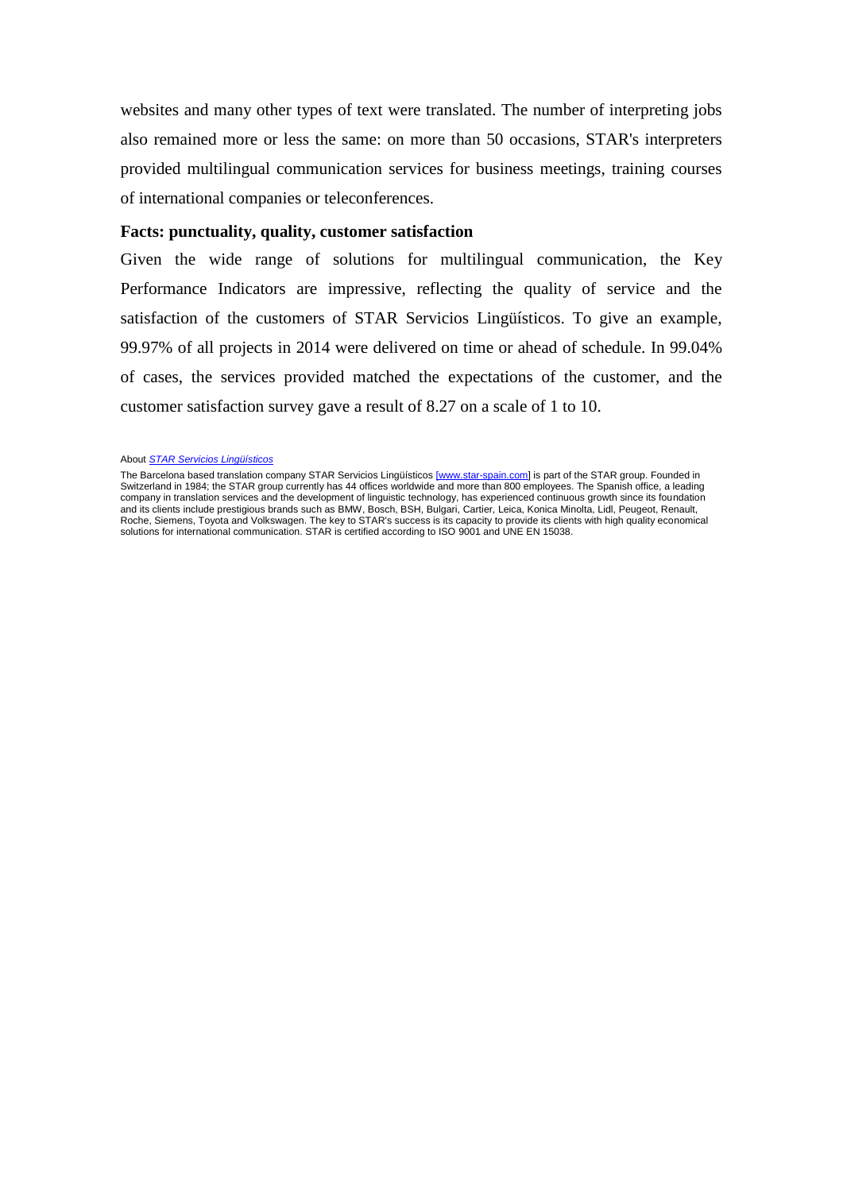websites and many other types of text were translated. The number of interpreting jobs also remained more or less the same: on more than 50 occasions, STAR's interpreters provided multilingual communication services for business meetings, training courses of international companies or teleconferences.

**Facts: punctuality, quality, customer satisfaction**

Given the wide range of solutions for multilingual communication, the Key Performance Indicators are impressive, reflecting the quality of service and the satisfaction of the customers of STAR Servicios Lingüísticos. To give an example, 99.97% of all projects in 2014 were delivered on time or ahead of schedule. In 99.04% of cases, the services provided matched the expectations of the customer, and the customer satisfaction survey gave a result of 8.27 on a scale of 1 to 10.

About *STAR Servicios Lingüísticos*

The Barcelona based translation company STAR Servicios Lingüísticos [www.star-spain.com] is part of the STAR group. Founded in Switzerland in 1984; the STAR group currently has 44 offices worldwide and more than 800 employees. The Spanish office, a leading company in translation services and the development of linguistic technology, has experienced continuous growth since its foundation and its clients include prestigious brands such as BMW, Bosch, BSH, Bulgari, Cartier, Leica, Konica Minolta, Lidl, Peugeot, Renault, Roche, Siemens, Toyota and Volkswagen. The key to STAR's success is its capacity to provide its clients with high quality economical solutions for international communication. STAR is certified according to ISO 9001 and UNE EN 15038.